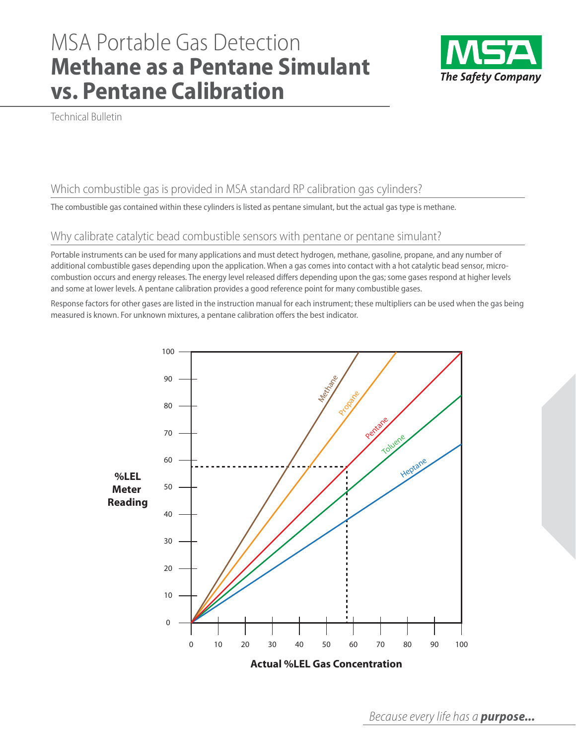# MSA Portable Gas Detection

# Methane as a Pentane Simulant vs. Pentane Calibration

Technical Bulletin

## Which combustible gas is provided in MSA standard RP calibration gas cylinders?

The combustible gas contained within these cylinders is listed as pentane simulant, but the actual gas type is methane.

## Why calibrate catalytic bead combustible sensors with pentane or pentane simulant?

Portable instruments can be used for many applications and must detect hydrogen, methane, gasoline, propane, and any number of additional combustible gases depending upon the application. When a gas comes into contact with a hot catalytic bead sensor, micro-combustion occurs and energy releases. The energy level released differs depending upon the gas; some gases respond at higher levels and some at lower levels. A pentane calibration provides a good reference point for many combustible gases.

Response factors for other gases are listed in the instruction manual for each instrument; these multipliers can be used when the gas being measured is known. For unknown mixtures, a pentane calibration offers the best indicator.

%LEL Meter Reading

Actual %LEL Gas Concentration

*Because every life has a* ***purpose...***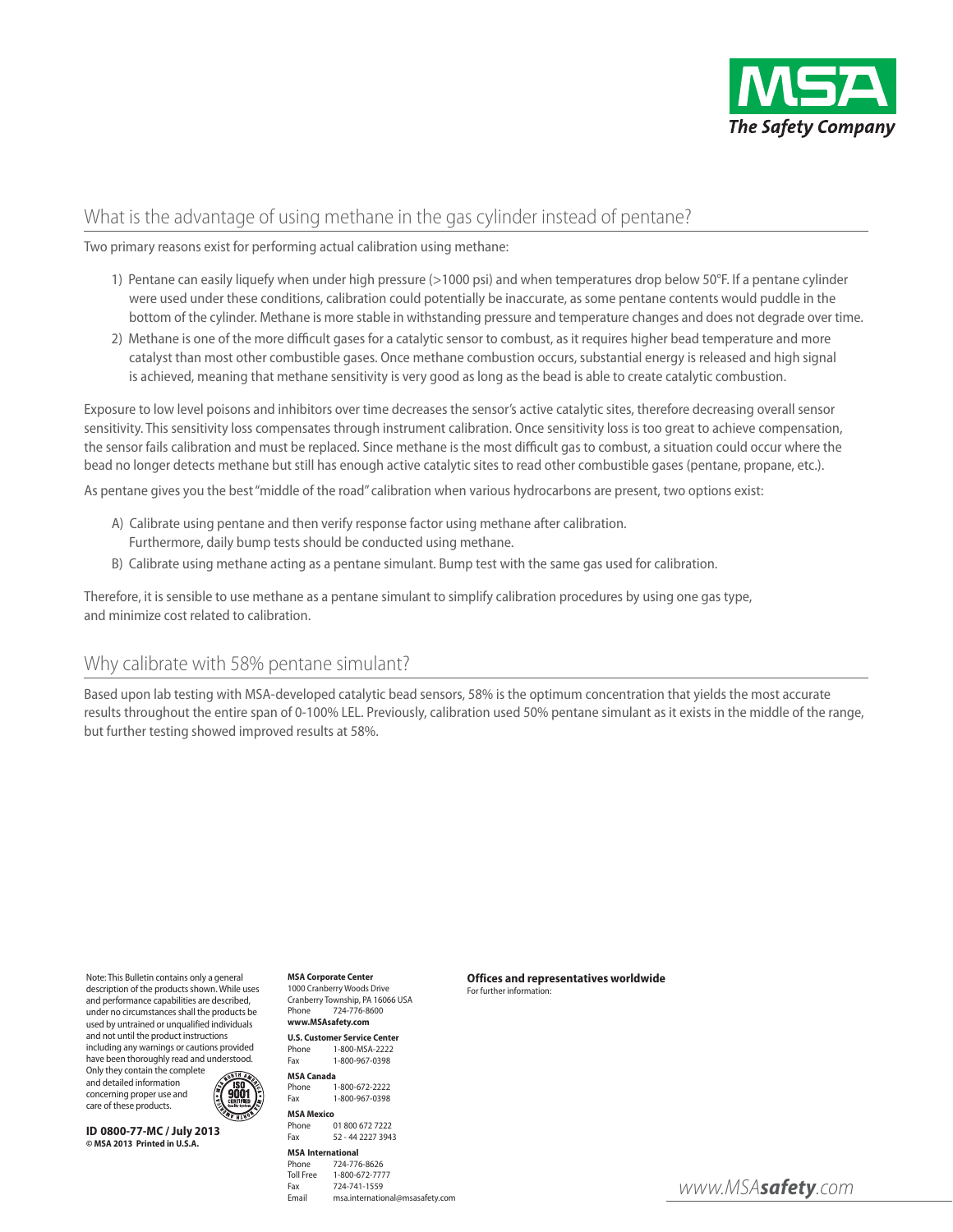## What is the advantage of using methane in the gas cylinder instead of pentane?

Two primary reasons exist for performing actual calibration using methane:

1) Pentane can easily liquefy when under high pressure (>1000 psi) and when temperatures drop below 50°F. If a pentane cylinder were used under these conditions, calibration could potentially be inaccurate, as some pentane contents would puddle in the bottom of the cylinder. Methane is more stable in withstanding pressure and temperature changes and does not degrade over time.

2) Methane is one of the more difficult gases for a catalytic sensor to combust, as it requires higher bead temperature and more catalyst than most other combustible gases. Once methane combustion occurs, substantial energy is released and high signal is achieved, meaning that methane sensitivity is very good as long as the bead is able to create catalytic combustion.

Exposure to low level poisons and inhibitors over time decreases the sensor's active catalytic sites, therefore decreasing overall sensor sensitivity. This sensitivity loss compensates through instrument calibration. Once sensitivity loss is too great to achieve compensation, the sensor fails calibration and must be replaced. Since methane is the most difficult gas to combust, a situation could occur where the bead no longer detects methane but still has enough active catalytic sites to read other combustible gases (pentane, propane, etc.).

As pentane gives you the best "middle of the road" calibration when various hydrocarbons are present, two options exist:

A) Calibrate using pentane and then verify response factor using methane after calibration. Furthermore, daily bump tests should be conducted using methane.

B) Calibrate using methane acting as a pentane simulant. Bump test with the same gas used for calibration.

Therefore, it is sensible to use methane as a pentane simulant to simplify calibration procedures by using one gas type, and minimize cost related to calibration.

## Why calibrate with 58% pentane simulant?

Based upon lab testing with MSA-developed catalytic bead sensors, 58% is the optimum concentration that yields the most accurate results throughout the entire span of 0-100% LEL. Previously, calibration used 50% pentane simulant as it exists in the middle of the range, but further testing showed improved results at 58%.

Note: This Bulletin contains only a general description of the products shown. While uses and performance capabilities are described, under no circumstances shall the products be used by untrained or unqualified individuals and not until the product instructions including any warnings or cautions provided have been thoroughly read and understood. Only they contain the complete and detailed information concerning proper use and care of these products.

**ID 0800-77-MC / July 2013**
**© MSA 2013 Printed in U.S.A.**

**MSA Corporate Center**
1000 Cranberry Woods Drive
Cranberry Township, PA 16066 USA
Phone 724-776-8600
**www.MSAsafety.com**

**U.S. Customer Service Center**
Phone 1-800-MSA-2222
Fax 1-800-967-0398

**MSA Canada**
Phone 1-800-672-2222
Fax 1-800-967-0398

**MSA Mexico**
Phone 01 800 672 7222
Fax 52 - 44 2227 3943

**MSA International**
Phone 724-776-8626
Toll Free 1-800-672-7777
Fax 724-741-1559
Email msa.international@msasafety.com

**Offices and representatives worldwide**
For further information:

www.MSA***safety***.com